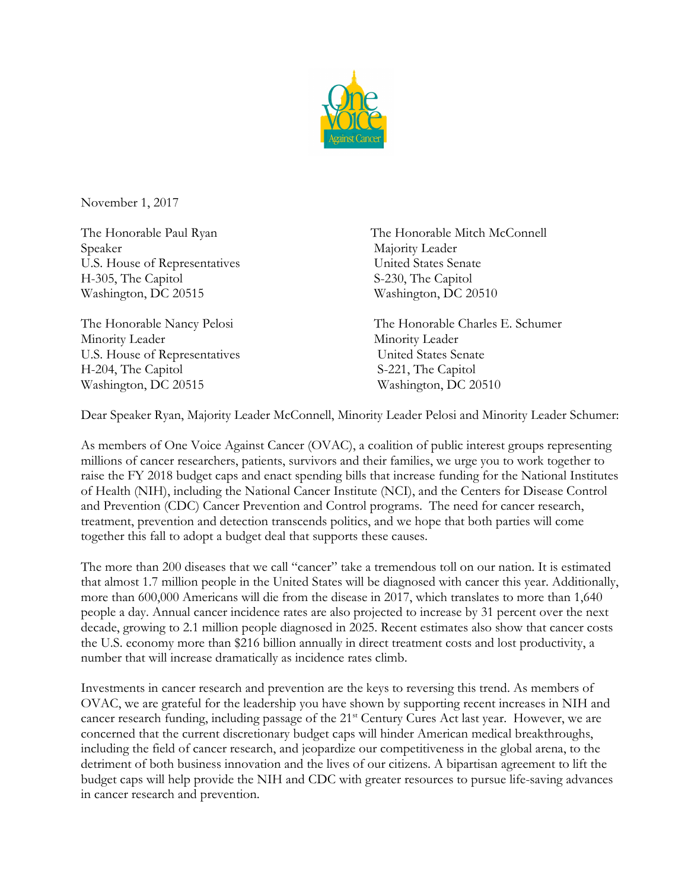November 1, 2017

The Honorable Paul Ryan
Speaker
U.S. House of Representatives
H-305, The Capitol
Washington, DC 20515

The Honorable Mitch McConnell
Majority Leader
United States Senate
S-230, The Capitol
Washington, DC 20510

The Honorable Nancy Pelosi
Minority Leader
U.S. House of Representatives
H-204, The Capitol
Washington, DC 20515

The Honorable Charles E. Schumer
Minority Leader
United States Senate
S-221, The Capitol
Washington, DC 20510

Dear Speaker Ryan, Majority Leader McConnell, Minority Leader Pelosi and Minority Leader Schumer:

As members of One Voice Against Cancer (OVAC), a coalition of public interest groups representing millions of cancer researchers, patients, survivors and their families, we urge you to work together to raise the FY 2018 budget caps and enact spending bills that increase funding for the National Institutes of Health (NIH), including the National Cancer Institute (NCI), and the Centers for Disease Control and Prevention (CDC) Cancer Prevention and Control programs. The need for cancer research, treatment, prevention and detection transcends politics, and we hope that both parties will come together this fall to adopt a budget deal that supports these causes.

The more than 200 diseases that we call "cancer" take a tremendous toll on our nation. It is estimated that almost 1.7 million people in the United States will be diagnosed with cancer this year. Additionally, more than 600,000 Americans will die from the disease in 2017, which translates to more than 1,640 people a day. Annual cancer incidence rates are also projected to increase by 31 percent over the next decade, growing to 2.1 million people diagnosed in 2025. Recent estimates also show that cancer costs the U.S. economy more than $216 billion annually in direct treatment costs and lost productivity, a number that will increase dramatically as incidence rates climb.

Investments in cancer research and prevention are the keys to reversing this trend. As members of OVAC, we are grateful for the leadership you have shown by supporting recent increases in NIH and cancer research funding, including passage of the 21st Century Cures Act last year. However, we are concerned that the current discretionary budget caps will hinder American medical breakthroughs, including the field of cancer research, and jeopardize our competitiveness in the global arena, to the detriment of both business innovation and the lives of our citizens. A bipartisan agreement to lift the budget caps will help provide the NIH and CDC with greater resources to pursue life-saving advances in cancer research and prevention.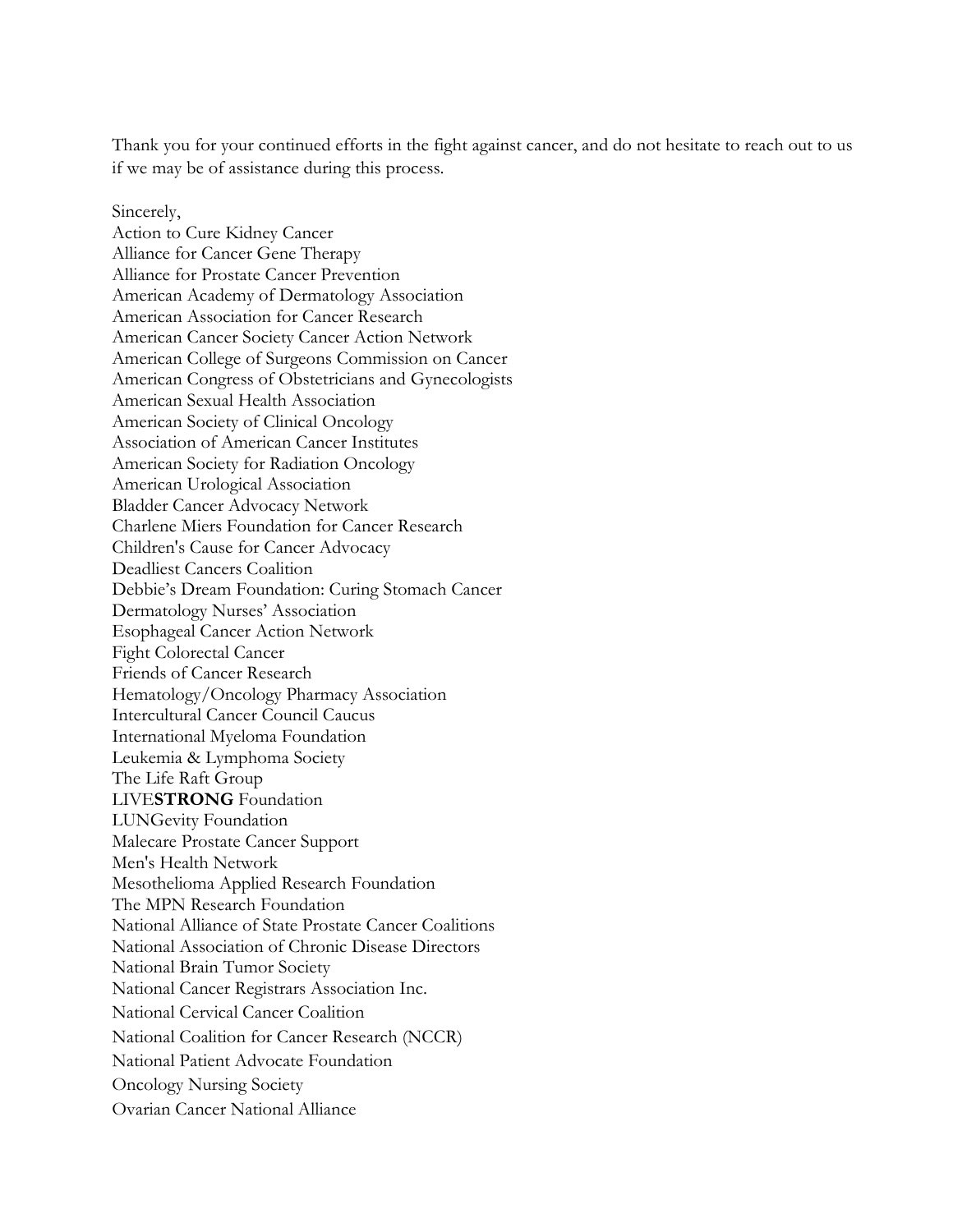Thank you for your continued efforts in the fight against cancer, and do not hesitate to reach out to us if we may be of assistance during this process.

Sincerely,
Action to Cure Kidney Cancer
Alliance for Cancer Gene Therapy
Alliance for Prostate Cancer Prevention
American Academy of Dermatology Association
American Association for Cancer Research
American Cancer Society Cancer Action Network
American College of Surgeons Commission on Cancer
American Congress of Obstetricians and Gynecologists
American Sexual Health Association
American Society of Clinical Oncology
Association of American Cancer Institutes
American Society for Radiation Oncology
American Urological Association
Bladder Cancer Advocacy Network
Charlene Miers Foundation for Cancer Research
Children's Cause for Cancer Advocacy
Deadliest Cancers Coalition
Debbie's Dream Foundation: Curing Stomach Cancer
Dermatology Nurses' Association
Esophageal Cancer Action Network
Fight Colorectal Cancer
Friends of Cancer Research
Hematology/Oncology Pharmacy Association
Intercultural Cancer Council Caucus
International Myeloma Foundation
Leukemia & Lymphoma Society
The Life Raft Group
LIVE**STRONG** Foundation
LUNGevity Foundation
Malecare Prostate Cancer Support
Men's Health Network
Mesothelioma Applied Research Foundation
The MPN Research Foundation
National Alliance of State Prostate Cancer Coalitions
National Association of Chronic Disease Directors
National Brain Tumor Society
National Cancer Registrars Association Inc.
National Cervical Cancer Coalition
National Coalition for Cancer Research (NCCR)
National Patient Advocate Foundation
Oncology Nursing Society
Ovarian Cancer National Alliance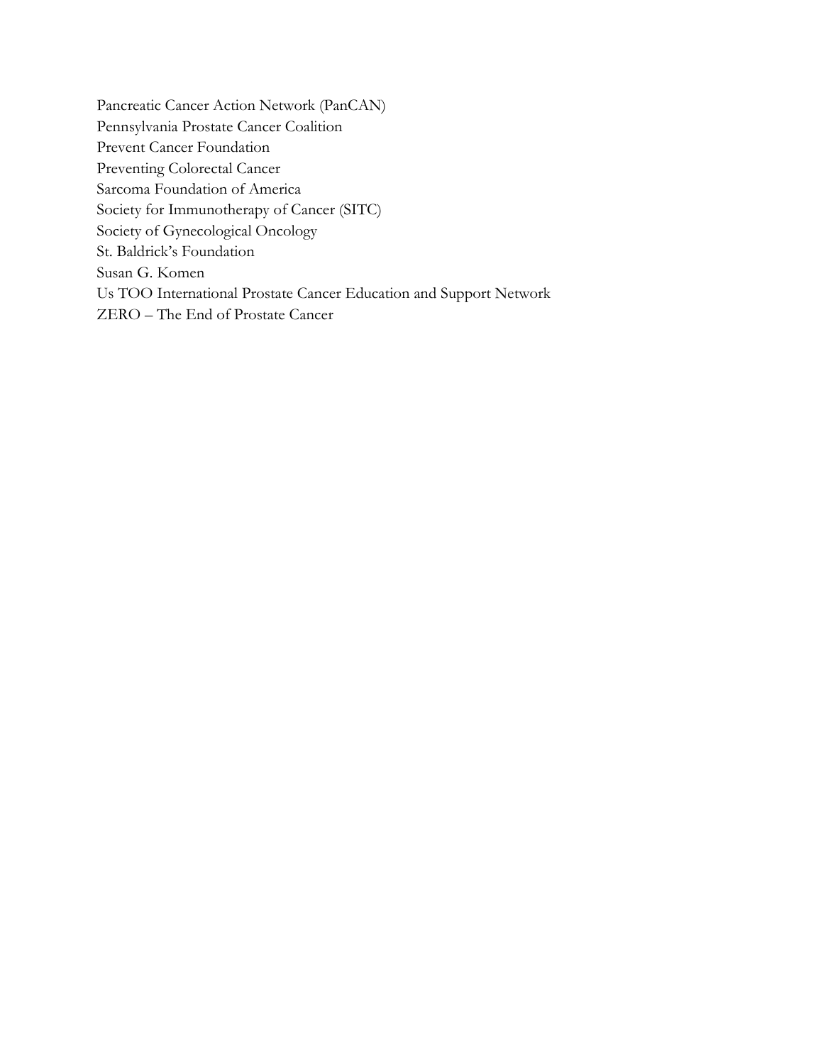Pancreatic Cancer Action Network (PanCAN)
Pennsylvania Prostate Cancer Coalition
Prevent Cancer Foundation
Preventing Colorectal Cancer
Sarcoma Foundation of America
Society for Immunotherapy of Cancer (SITC)
Society of Gynecological Oncology
St. Baldrick's Foundation
Susan G. Komen
Us TOO International Prostate Cancer Education and Support Network
ZERO – The End of Prostate Cancer